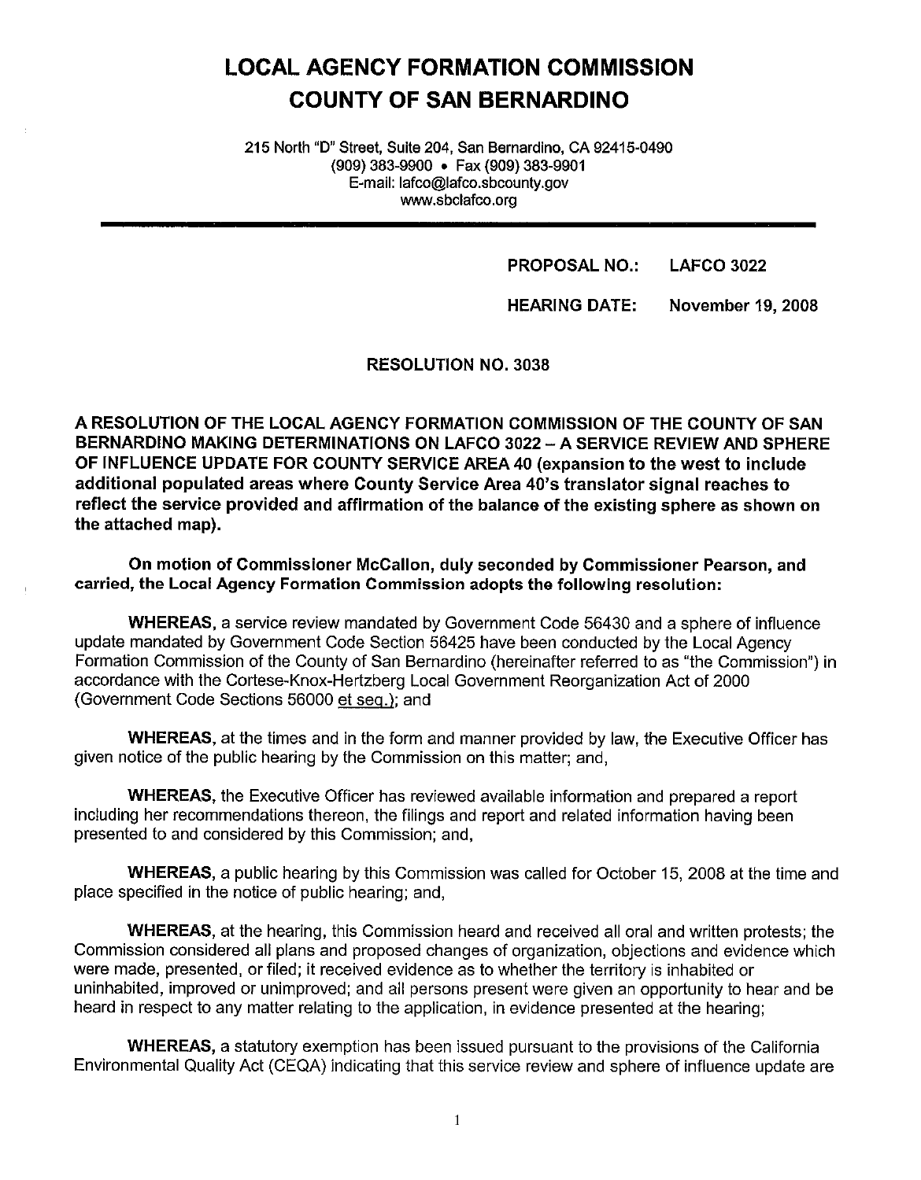# LOCAL AGENCY FORMATION COMMISSION
# COUNTY OF SAN BERNARDINO

215 North "D" Street, Suite 204, San Bernardino, CA 92415-0490
(909) 383-9900 • Fax (909) 383-9901
E-mail: lafco@lafco.sbcounty.gov
www.sbclafco.org

**PROPOSAL NO.: LAFCO 3022**

**HEARING DATE: November 19, 2008**

**RESOLUTION NO. 3038**

**A RESOLUTION OF THE LOCAL AGENCY FORMATION COMMISSION OF THE COUNTY OF SAN BERNARDINO MAKING DETERMINATIONS ON LAFCO 3022 – A SERVICE REVIEW AND SPHERE OF INFLUENCE UPDATE FOR COUNTY SERVICE AREA 40 (expansion to the west to include additional populated areas where County Service Area 40's translator signal reaches to reflect the service provided and affirmation of the balance of the existing sphere as shown on the attached map).**

**On motion of Commissioner McCallon, duly seconded by Commissioner Pearson, and carried, the Local Agency Formation Commission adopts the following resolution:**

**WHEREAS,** a service review mandated by Government Code 56430 and a sphere of influence update mandated by Government Code Section 56425 have been conducted by the Local Agency Formation Commission of the County of San Bernardino (hereinafter referred to as "the Commission") in accordance with the Cortese-Knox-Hertzberg Local Government Reorganization Act of 2000 (Government Code Sections 56000 et seq.); and

**WHEREAS,** at the times and in the form and manner provided by law, the Executive Officer has given notice of the public hearing by the Commission on this matter; and,

**WHEREAS,** the Executive Officer has reviewed available information and prepared a report including her recommendations thereon, the filings and report and related information having been presented to and considered by this Commission; and,

**WHEREAS,** a public hearing by this Commission was called for October 15, 2008 at the time and place specified in the notice of public hearing; and,

**WHEREAS,** at the hearing, this Commission heard and received all oral and written protests; the Commission considered all plans and proposed changes of organization, objections and evidence which were made, presented, or filed; it received evidence as to whether the territory is inhabited or uninhabited, improved or unimproved; and all persons present were given an opportunity to hear and be heard in respect to any matter relating to the application, in evidence presented at the hearing;

**WHEREAS,** a statutory exemption has been issued pursuant to the provisions of the California Environmental Quality Act (CEQA) indicating that this service review and sphere of influence update are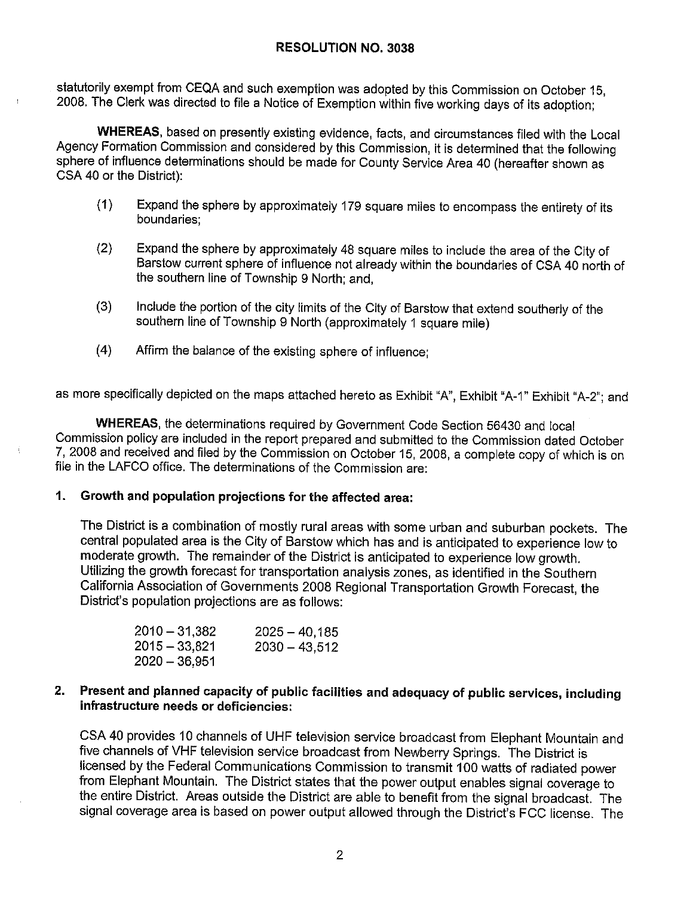statutorily exempt from CEQA and such exemption was adopted by this Commission on October 15, 2008. The Clerk was directed to file a Notice of Exemption within five working days of its adoption;

**WHEREAS**, based on presently existing evidence, facts, and circumstances filed with the Local Agency Formation Commission and considered by this Commission, it is determined that the following sphere of influence determinations should be made for County Service Area 40 (hereafter shown as CSA 40 or the District):

(1) Expand the sphere by approximately 179 square miles to encompass the entirety of its boundaries;

(2) Expand the sphere by approximately 48 square miles to include the area of the City of Barstow current sphere of influence not already within the boundaries of CSA 40 north of the southern line of Township 9 North; and,

(3) Include the portion of the city limits of the City of Barstow that extend southerly of the southern line of Township 9 North (approximately 1 square mile)

(4) Affirm the balance of the existing sphere of influence;

as more specifically depicted on the maps attached hereto as Exhibit "A", Exhibit "A-1" Exhibit "A-2"; and

**WHEREAS**, the determinations required by Government Code Section 56430 and local Commission policy are included in the report prepared and submitted to the Commission dated October 7, 2008 and received and filed by the Commission on October 15, 2008, a complete copy of which is on file in the LAFCO office. The determinations of the Commission are:

**1. Growth and population projections for the affected area:**

The District is a combination of mostly rural areas with some urban and suburban pockets. The central populated area is the City of Barstow which has and is anticipated to experience low to moderate growth. The remainder of the District is anticipated to experience low growth. Utilizing the growth forecast for transportation analysis zones, as identified in the Southern California Association of Governments 2008 Regional Transportation Growth Forecast, the District's population projections are as follows:

2010 – 31,382
2015 – 33,821
2020 – 36,951
2025 – 40,185
2030 – 43,512

**2. Present and planned capacity of public facilities and adequacy of public services, including infrastructure needs or deficiencies:**

CSA 40 provides 10 channels of UHF television service broadcast from Elephant Mountain and five channels of VHF television service broadcast from Newberry Springs. The District is licensed by the Federal Communications Commission to transmit 100 watts of radiated power from Elephant Mountain. The District states that the power output enables signal coverage to the entire District. Areas outside the District are able to benefit from the signal broadcast. The signal coverage area is based on power output allowed through the District's FCC license. The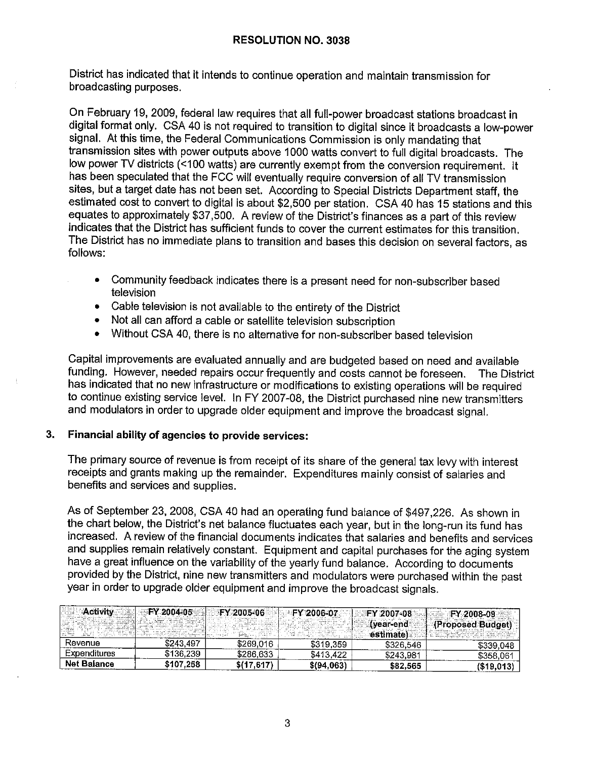District has indicated that it intends to continue operation and maintain transmission for broadcasting purposes.

On February 19, 2009, federal law requires that all full-power broadcast stations broadcast in digital format only. CSA 40 is not required to transition to digital since it broadcasts a low-power signal. At this time, the Federal Communications Commission is only mandating that transmission sites with power outputs above 1000 watts convert to full digital broadcasts. The low power TV districts (<100 watts) are currently exempt from the conversion requirement. It has been speculated that the FCC will eventually require conversion of all TV transmission sites, but a target date has not been set. According to Special Districts Department staff, the estimated cost to convert to digital is about $2,500 per station. CSA 40 has 15 stations and this equates to approximately $37,500. A review of the District's finances as a part of this review indicates that the District has sufficient funds to cover the current estimates for this transition. The District has no immediate plans to transition and bases this decision on several factors, as follows:

- Community feedback indicates there is a present need for non-subscriber based television
- Cable television is not available to the entirety of the District
- Not all can afford a cable or satellite television subscription
- Without CSA 40, there is no alternative for non-subscriber based television

Capital improvements are evaluated annually and are budgeted based on need and available funding. However, needed repairs occur frequently and costs cannot be foreseen. The District has indicated that no new infrastructure or modifications to existing operations will be required to continue existing service level. In FY 2007-08, the District purchased nine new transmitters and modulators in order to upgrade older equipment and improve the broadcast signal.

**3. Financial ability of agencies to provide services:**

The primary source of revenue is from receipt of its share of the general tax levy with interest receipts and grants making up the remainder. Expenditures mainly consist of salaries and benefits and services and supplies.

As of September 23, 2008, CSA 40 had an operating fund balance of $497,226. As shown in the chart below, the District's net balance fluctuates each year, but in the long-run its fund has increased. A review of the financial documents indicates that salaries and benefits and services and supplies remain relatively constant. Equipment and capital purchases for the aging system have a great influence on the variability of the yearly fund balance. According to documents provided by the District, nine new transmitters and modulators were purchased within the past year in order to upgrade older equipment and improve the broadcast signals.

| Activity | FY 2004-05 | FY 2005-06 | FY 2006-07 | FY 2007-08 (year-end estimate) | FY 2008-09 (Proposed Budget) |
|---|---|---|---|---|---|
| Revenue | $243,497 | $269,016 | $319,359 | $326,546 | $339,048 |
| Expenditures | $136,239 | $286,633 | $413,422 | $243,981 | $358,061 |
| **Net Balance** | **$107,258** | **$(17,617)** | **$(94,063)** | **$82,565** | **($19,013)** |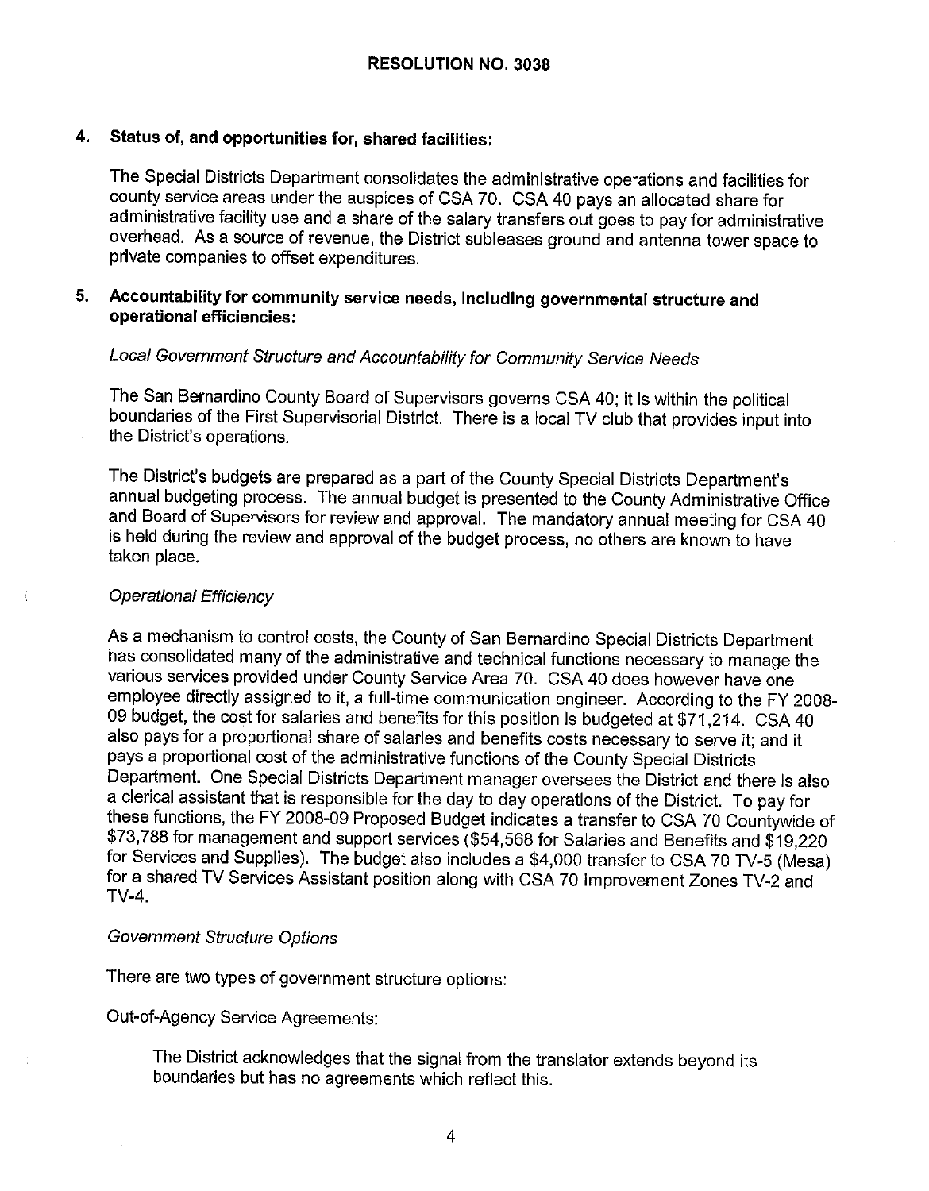**RESOLUTION NO. 3038**

**4. Status of, and opportunities for, shared facilities:**

The Special Districts Department consolidates the administrative operations and facilities for county service areas under the auspices of CSA 70. CSA 40 pays an allocated share for administrative facility use and a share of the salary transfers out goes to pay for administrative overhead. As a source of revenue, the District subleases ground and antenna tower space to private companies to offset expenditures.

**5. Accountability for community service needs, including governmental structure and operational efficiencies:**

*Local Government Structure and Accountability for Community Service Needs*

The San Bernardino County Board of Supervisors governs CSA 40; it is within the political boundaries of the First Supervisorial District. There is a local TV club that provides input into the District's operations.

The District's budgets are prepared as a part of the County Special Districts Department's annual budgeting process. The annual budget is presented to the County Administrative Office and Board of Supervisors for review and approval. The mandatory annual meeting for CSA 40 is held during the review and approval of the budget process, no others are known to have taken place.

*Operational Efficiency*

As a mechanism to control costs, the County of San Bernardino Special Districts Department has consolidated many of the administrative and technical functions necessary to manage the various services provided under County Service Area 70. CSA 40 does however have one employee directly assigned to it, a full-time communication engineer. According to the FY 2008-09 budget, the cost for salaries and benefits for this position is budgeted at $71,214. CSA 40 also pays for a proportional share of salaries and benefits costs necessary to serve it; and it pays a proportional cost of the administrative functions of the County Special Districts Department. One Special Districts Department manager oversees the District and there is also a clerical assistant that is responsible for the day to day operations of the District. To pay for these functions, the FY 2008-09 Proposed Budget indicates a transfer to CSA 70 Countywide of $73,788 for management and support services ($54,568 for Salaries and Benefits and $19,220 for Services and Supplies). The budget also includes a $4,000 transfer to CSA 70 TV-5 (Mesa) for a shared TV Services Assistant position along with CSA 70 Improvement Zones TV-2 and TV-4.

*Government Structure Options*

There are two types of government structure options:

Out-of-Agency Service Agreements:

> The District acknowledges that the signal from the translator extends beyond its boundaries but has no agreements which reflect this.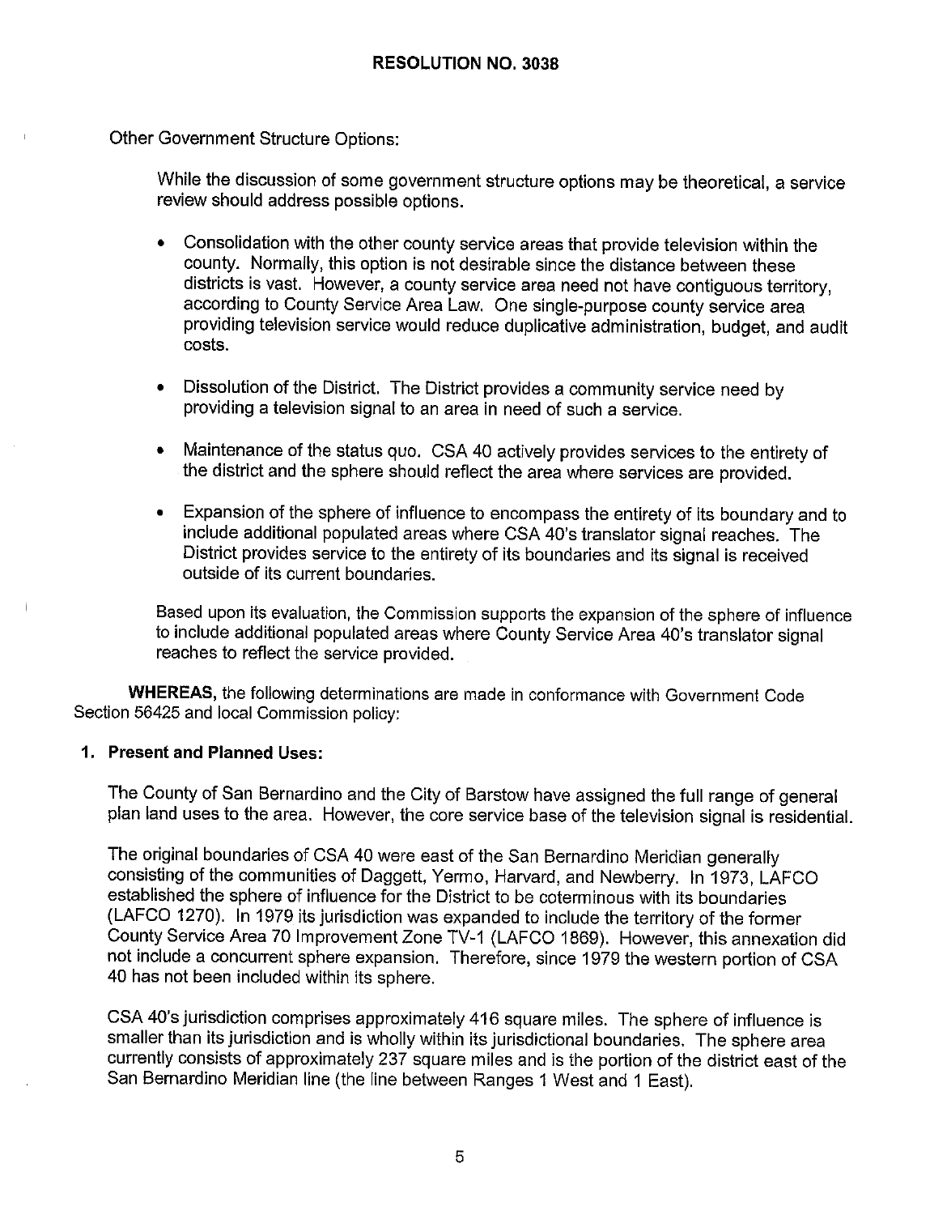**RESOLUTION NO. 3038**

Other Government Structure Options:

While the discussion of some government structure options may be theoretical, a service review should address possible options.

- Consolidation with the other county service areas that provide television within the county. Normally, this option is not desirable since the distance between these districts is vast. However, a county service area need not have contiguous territory, according to County Service Area Law. One single-purpose county service area providing television service would reduce duplicative administration, budget, and audit costs.

- Dissolution of the District. The District provides a community service need by providing a television signal to an area in need of such a service.

- Maintenance of the status quo. CSA 40 actively provides services to the entirety of the district and the sphere should reflect the area where services are provided.

- Expansion of the sphere of influence to encompass the entirety of its boundary and to include additional populated areas where CSA 40's translator signal reaches. The District provides service to the entirety of its boundaries and its signal is received outside of its current boundaries.

Based upon its evaluation, the Commission supports the expansion of the sphere of influence to include additional populated areas where County Service Area 40's translator signal reaches to reflect the service provided.

**WHEREAS,** the following determinations are made in conformance with Government Code Section 56425 and local Commission policy:

**1. Present and Planned Uses:**

The County of San Bernardino and the City of Barstow have assigned the full range of general plan land uses to the area. However, the core service base of the television signal is residential.

The original boundaries of CSA 40 were east of the San Bernardino Meridian generally consisting of the communities of Daggett, Yermo, Harvard, and Newberry. In 1973, LAFCO established the sphere of influence for the District to be coterminous with its boundaries (LAFCO 1270). In 1979 its jurisdiction was expanded to include the territory of the former County Service Area 70 Improvement Zone TV-1 (LAFCO 1869). However, this annexation did not include a concurrent sphere expansion. Therefore, since 1979 the western portion of CSA 40 has not been included within its sphere.

CSA 40's jurisdiction comprises approximately 416 square miles. The sphere of influence is smaller than its jurisdiction and is wholly within its jurisdictional boundaries. The sphere area currently consists of approximately 237 square miles and is the portion of the district east of the San Bernardino Meridian line (the line between Ranges 1 West and 1 East).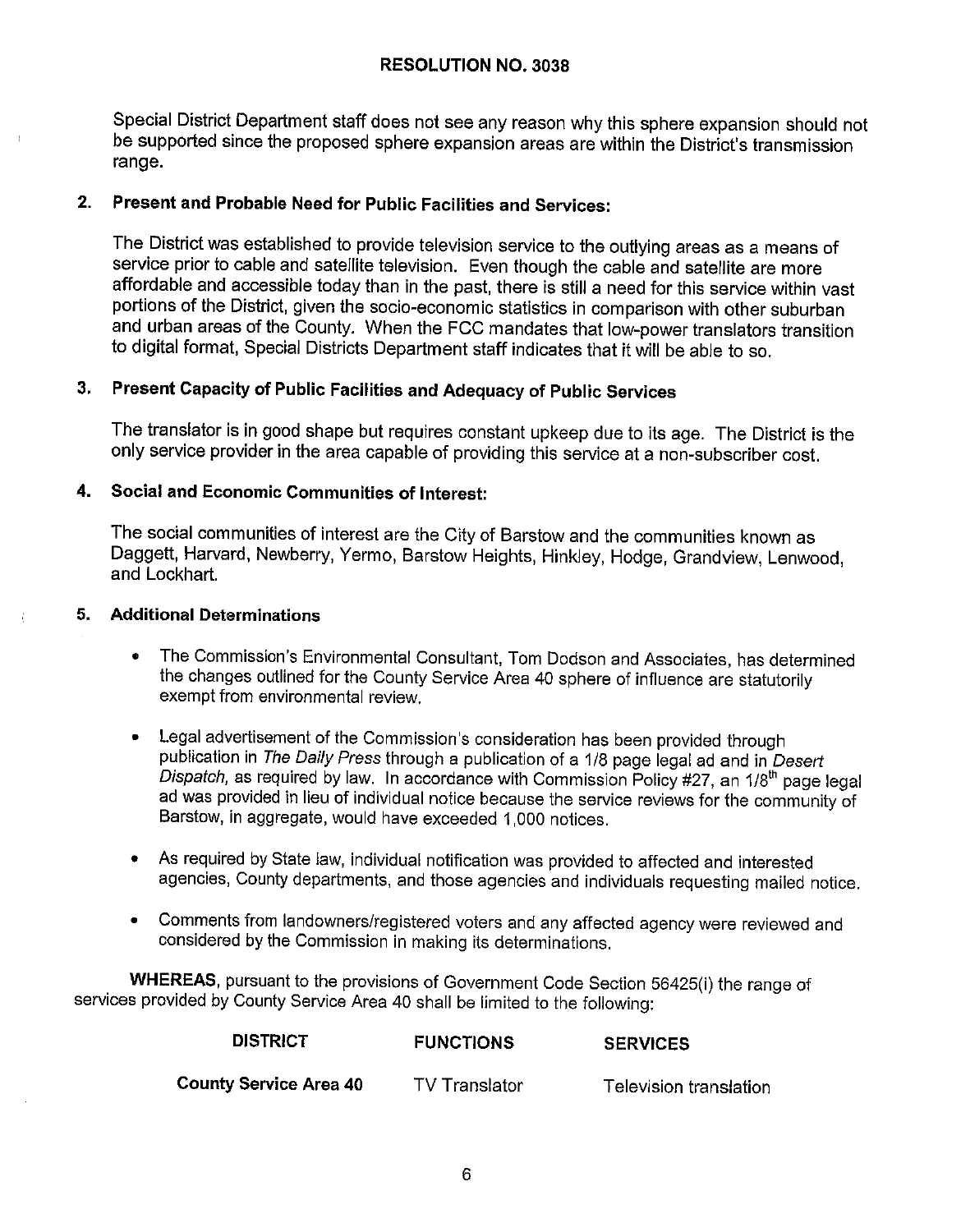**RESOLUTION NO. 3038**

Special District Department staff does not see any reason why this sphere expansion should not be supported since the proposed sphere expansion areas are within the District's transmission range.

**2. Present and Probable Need for Public Facilities and Services:**

The District was established to provide television service to the outlying areas as a means of service prior to cable and satellite television. Even though the cable and satellite are more affordable and accessible today than in the past, there is still a need for this service within vast portions of the District, given the socio-economic statistics in comparison with other suburban and urban areas of the County. When the FCC mandates that low-power translators transition to digital format, Special Districts Department staff indicates that it will be able to so.

**3. Present Capacity of Public Facilities and Adequacy of Public Services**

The translator is in good shape but requires constant upkeep due to its age. The District is the only service provider in the area capable of providing this service at a non-subscriber cost.

**4. Social and Economic Communities of Interest:**

The social communities of interest are the City of Barstow and the communities known as Daggett, Harvard, Newberry, Yermo, Barstow Heights, Hinkley, Hodge, Grandview, Lenwood, and Lockhart.

**5. Additional Determinations**

- The Commission's Environmental Consultant, Tom Dodson and Associates, has determined the changes outlined for the County Service Area 40 sphere of influence are statutorily exempt from environmental review.
- Legal advertisement of the Commission's consideration has been provided through publication in *The Daily Press* through a publication of a 1/8 page legal ad and in *Desert Dispatch*, as required by law. In accordance with Commission Policy #27, an 1/8th page legal ad was provided in lieu of individual notice because the service reviews for the community of Barstow, in aggregate, would have exceeded 1,000 notices.
- As required by State law, individual notification was provided to affected and interested agencies, County departments, and those agencies and individuals requesting mailed notice.
- Comments from landowners/registered voters and any affected agency were reviewed and considered by the Commission in making its determinations.

**WHEREAS**, pursuant to the provisions of Government Code Section 56425(i) the range of services provided by County Service Area 40 shall be limited to the following:

| DISTRICT | FUNCTIONS | SERVICES |
|---|---|---|
| **County Service Area 40** | TV Translator | Television translation |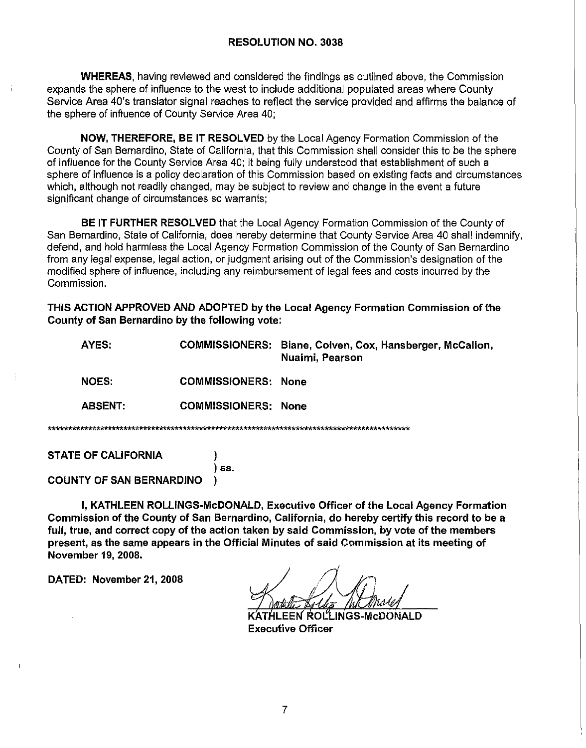**RESOLUTION NO. 3038**

**WHEREAS**, having reviewed and considered the findings as outlined above, the Commission expands the sphere of influence to the west to include additional populated areas where County Service Area 40's translator signal reaches to reflect the service provided and affirms the balance of the sphere of influence of County Service Area 40;

**NOW, THEREFORE, BE IT RESOLVED** by the Local Agency Formation Commission of the County of San Bernardino, State of California, that this Commission shall consider this to be the sphere of influence for the County Service Area 40; it being fully understood that establishment of such a sphere of influence is a policy declaration of this Commission based on existing facts and circumstances which, although not readily changed, may be subject to review and change in the event a future significant change of circumstances so warrants;

**BE IT FURTHER RESOLVED** that the Local Agency Formation Commission of the County of San Bernardino, State of California, does hereby determine that County Service Area 40 shall indemnify, defend, and hold harmless the Local Agency Formation Commission of the County of San Bernardino from any legal expense, legal action, or judgment arising out of the Commission's designation of the modified sphere of influence, including any reimbursement of legal fees and costs incurred by the Commission.

**THIS ACTION APPROVED AND ADOPTED by the Local Agency Formation Commission of the County of San Bernardino by the following vote:**

**AYES: COMMISSIONERS: Biane, Colven, Cox, Hansberger, McCallon, Nuaimi, Pearson**

**NOES: COMMISSIONERS: None**

**ABSENT: COMMISSIONERS: None**

**********************************************************************************************

**STATE OF CALIFORNIA** )
) **ss.**
**COUNTY OF SAN BERNARDINO** )

**I, KATHLEEN ROLLINGS-McDONALD, Executive Officer of the Local Agency Formation Commission of the County of San Bernardino, California, do hereby certify this record to be a full, true, and correct copy of the action taken by said Commission, by vote of the members present, as the same appears in the Official Minutes of said Commission at its meeting of November 19, 2008.**

**DATED: November 21, 2008**

**KATHLEEN ROLLINGS-McDONALD**
**Executive Officer**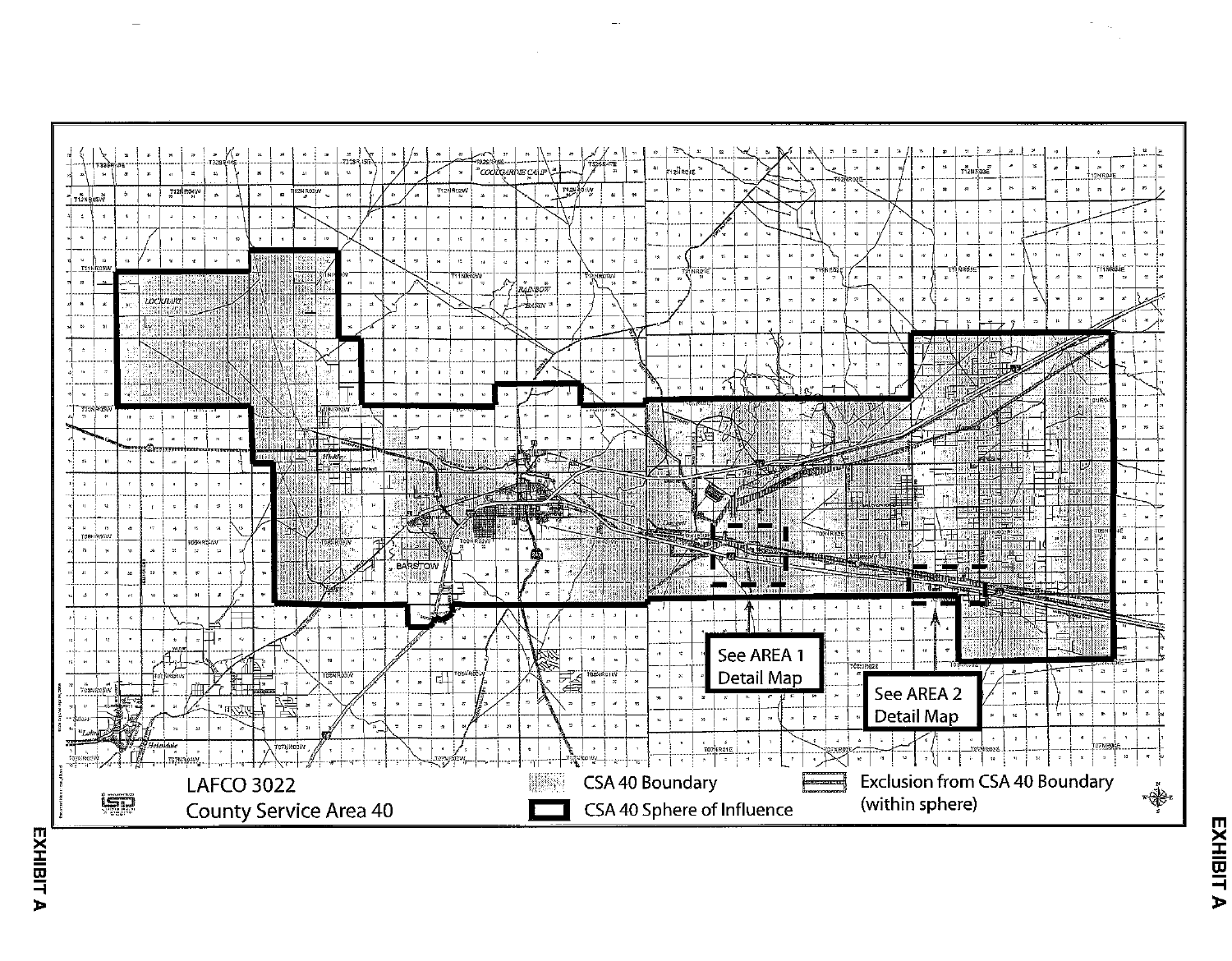See AREA 1 Detail Map

See AREA 2 Detail Map

LAFCO 3022
County Service Area 40

CSA 40 Boundary

CSA 40 Sphere of Influence

Exclusion from CSA 40 Boundary (within sphere)

EXHIBIT A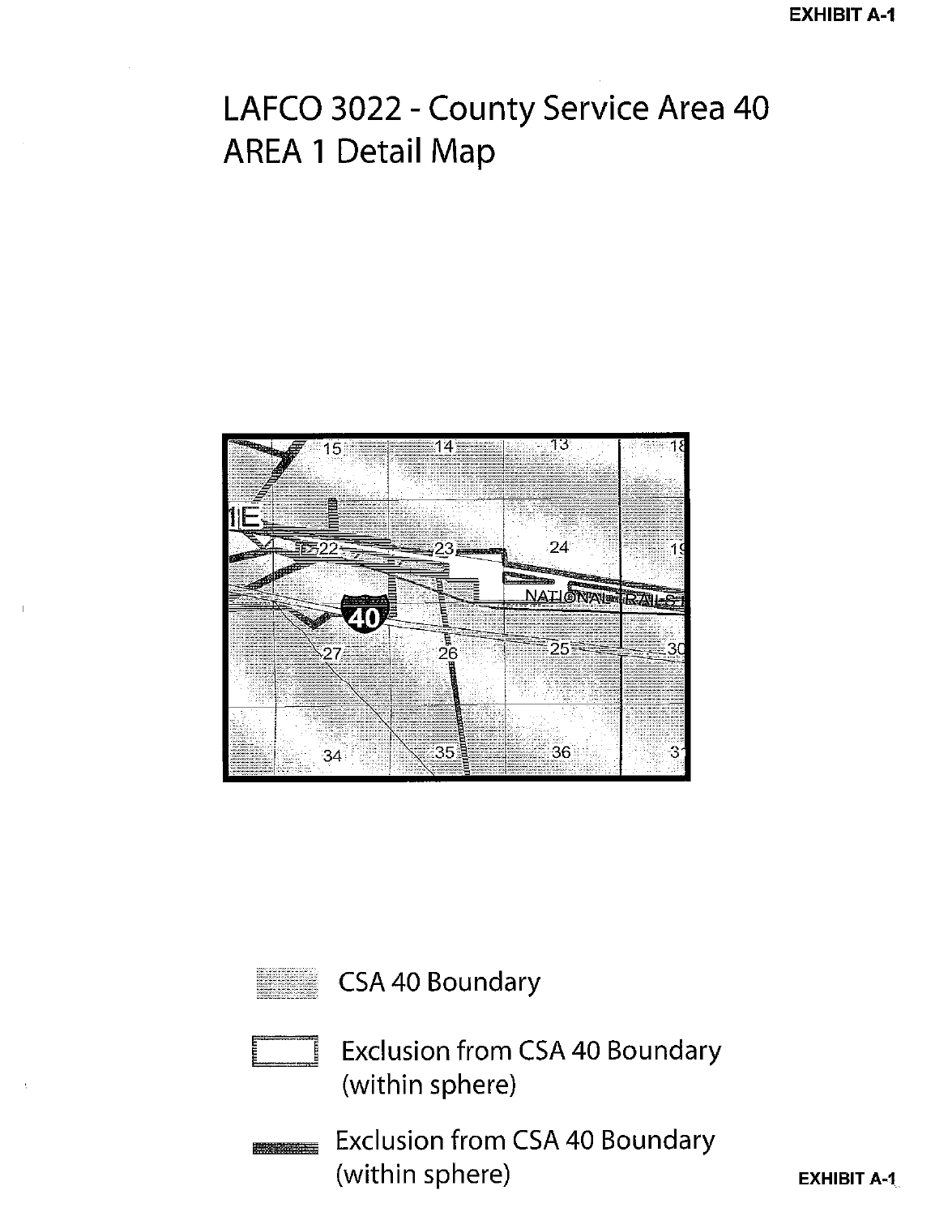# LAFCO 3022 - County Service Area 40
# AREA 1 Detail Map

CSA 40 Boundary

Exclusion from CSA 40 Boundary (within sphere)

Exclusion from CSA 40 Boundary (within sphere)

EXHIBIT A-1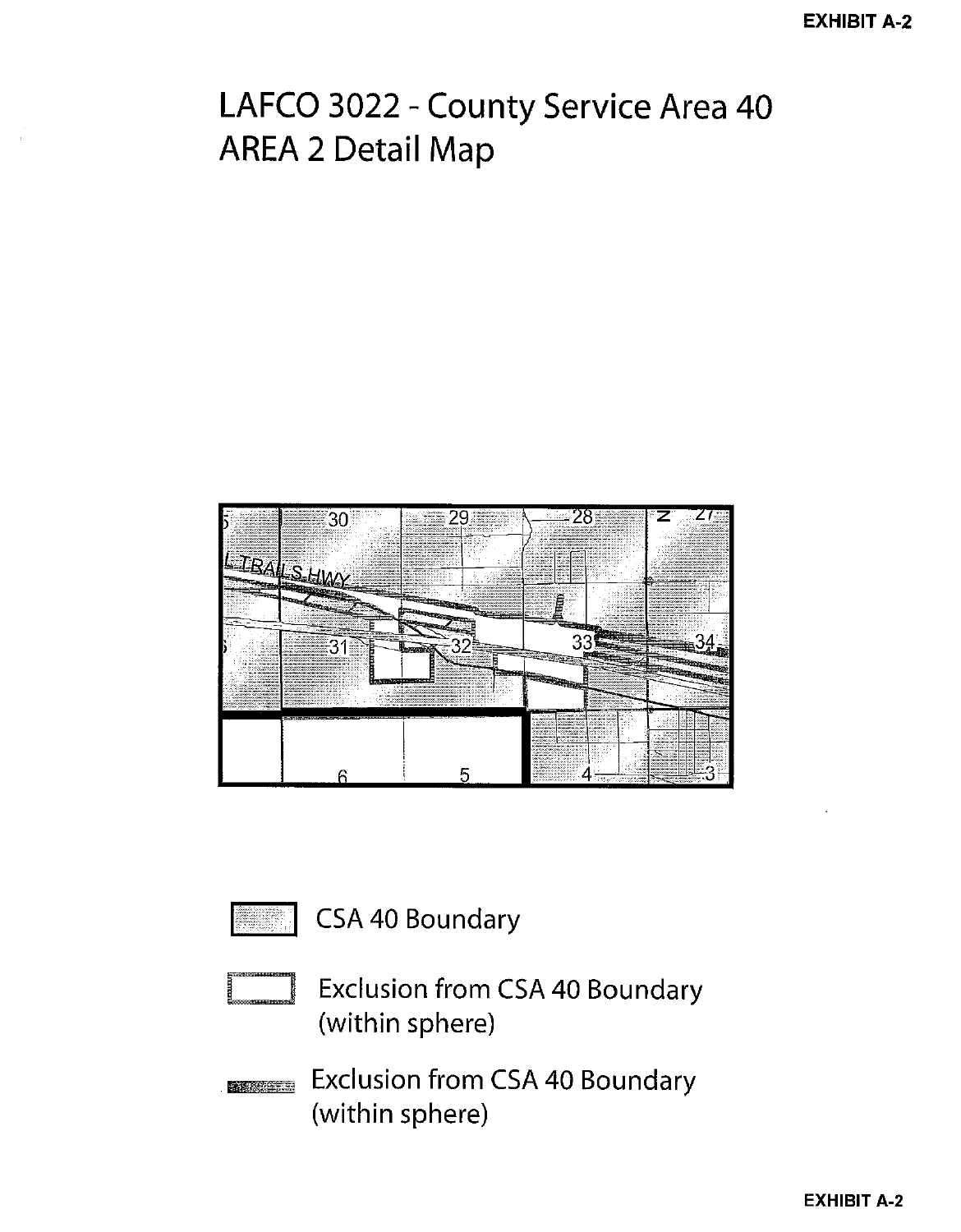EXHIBIT A-2

# LAFCO 3022 - County Service Area 40
# AREA 2 Detail Map

30
29
28
27
TRAILS HWY
31
32
33
34
6
5
4
3

CSA 40 Boundary

Exclusion from CSA 40 Boundary (within sphere)

Exclusion from CSA 40 Boundary (within sphere)

EXHIBIT A-2